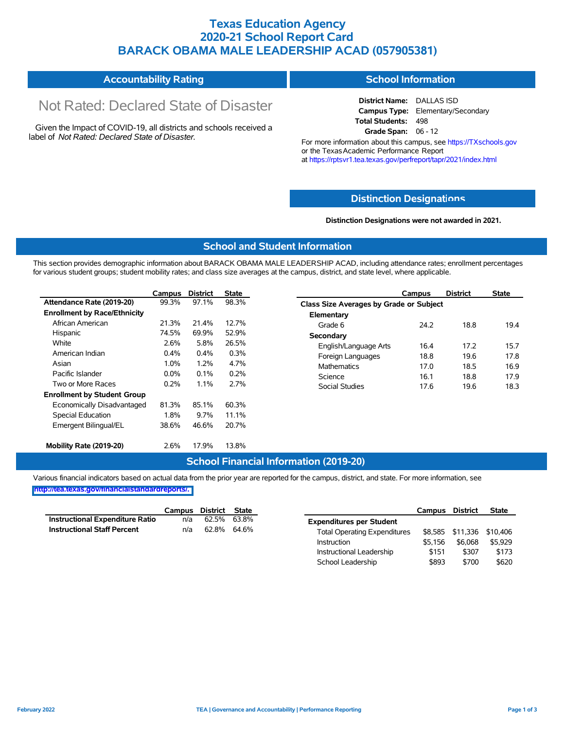# Texas Education Agency
# 2020-21 School Report Card
# BARACK OBAMA MALE LEADERSHIP ACAD (057905381)

## Accountability Rating

Not Rated: Declared State of Disaster

Given the Impact of COVID-19, all districts and schools received a label of *Not Rated: Declared State of Disaster*.

## School Information

**District Name:** DALLAS ISD
**Campus Type:** Elementary/Secondary
**Total Students:** 498
**Grade Span:** 06 - 12

For more information about this campus, see https://TXschools.gov or the Texas Academic Performance Report at https://rptsvr1.tea.texas.gov/perfreport/tapr/2021/index.html

## Distinction Designations

**Distinction Designations were not awarded in 2021.**

## School and Student Information

This section provides demographic information about BARACK OBAMA MALE LEADERSHIP ACAD, including attendance rates; enrollment percentages for various student groups; student mobility rates; and class size averages at the campus, district, and state level, where applicable.

| | Campus | District | State |
|---|---|---|---|
| **Attendance Rate (2019-20)** | 99.3% | 97.1% | 98.3% |
| **Enrollment by Race/Ethnicity** | | | |
| African American | 21.3% | 21.4% | 12.7% |
| Hispanic | 74.5% | 69.9% | 52.9% |
| White | 2.6% | 5.8% | 26.5% |
| American Indian | 0.4% | 0.4% | 0.3% |
| Asian | 1.0% | 1.2% | 4.7% |
| Pacific Islander | 0.0% | 0.1% | 0.2% |
| Two or More Races | 0.2% | 1.1% | 2.7% |
| **Enrollment by Student Group** | | | |
| Economically Disadvantaged | 81.3% | 85.1% | 60.3% |
| Special Education | 1.8% | 9.7% | 11.1% |
| Emergent Bilingual/EL | 38.6% | 46.6% | 20.7% |
| **Mobility Rate (2019-20)** | 2.6% | 17.9% | 13.8% |

| | Campus | District | State |
|---|---|---|---|
| **Class Size Averages by Grade or Subject** | | | |
| **Elementary** | | | |
| Grade 6 | 24.2 | 18.8 | 19.4 |
| **Secondary** | | | |
| English/Language Arts | 16.4 | 17.2 | 15.7 |
| Foreign Languages | 18.8 | 19.6 | 17.8 |
| Mathematics | 17.0 | 18.5 | 16.9 |
| Science | 16.1 | 18.8 | 17.9 |
| Social Studies | 17.6 | 19.6 | 18.3 |

## School Financial Information (2019-20)

Various financial indicators based on actual data from the prior year are reported for the campus, district, and state. For more information, see http://tea.texas.gov/financialstandardreports/.

| | Campus | District | State |
|---|---|---|---|
| **Instructional Expenditure Ratio** | n/a | 62.5% | 63.8% |
| **Instructional Staff Percent** | n/a | 62.8% | 64.6% |

| | Campus | District | State |
|---|---|---|---|
| **Expenditures per Student** | | | |
| Total Operating Expenditures | $8,585 | $11,336 | $10,406 |
| Instruction | $5,156 | $6,068 | $5,929 |
| Instructional Leadership | $151 | $307 | $173 |
| School Leadership | $893 | $700 | $620 |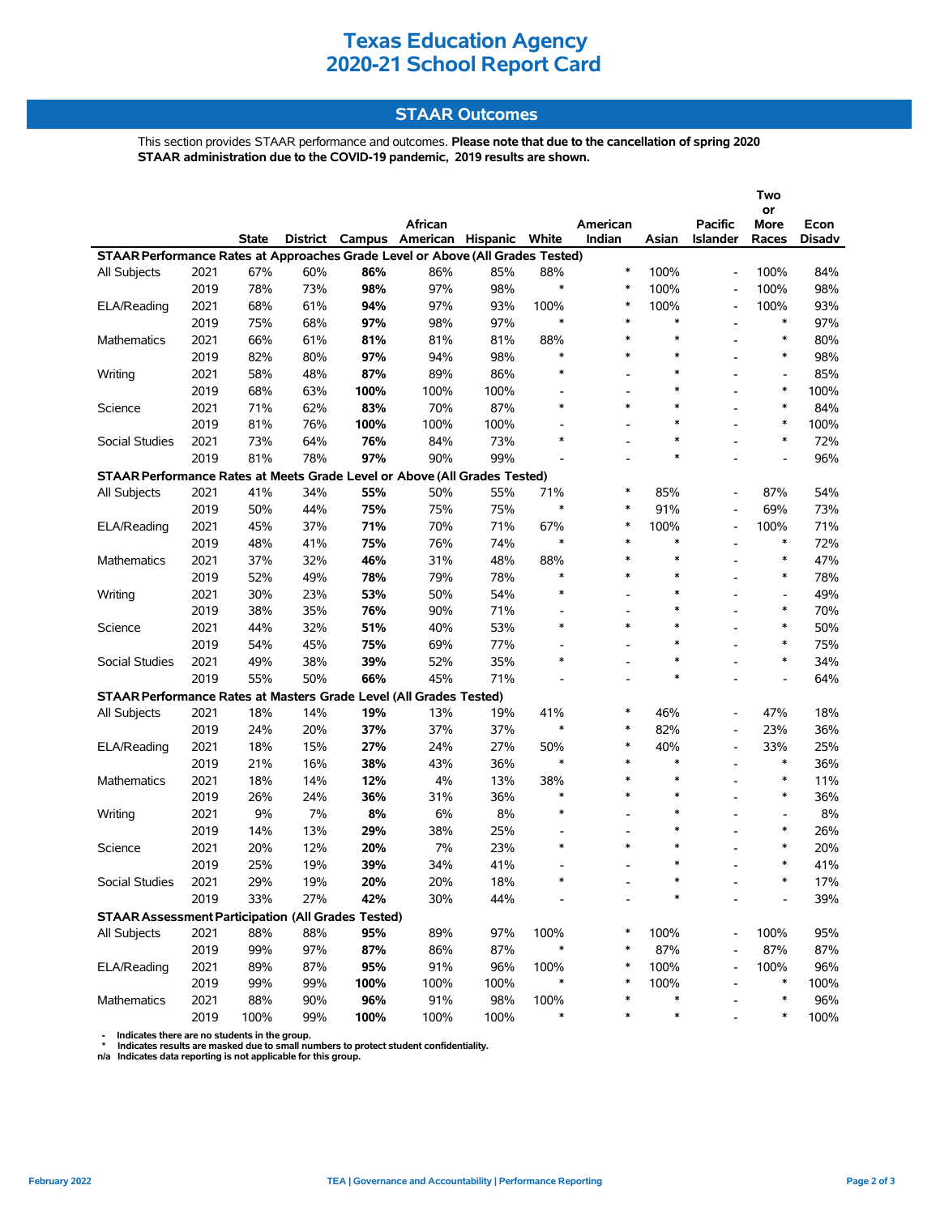# Texas Education Agency
# 2020-21 School Report Card

## STAAR Outcomes

This section provides STAAR performance and outcomes. **Please note that due to the cancellation of spring 2020 STAAR administration due to the COVID-19 pandemic, 2019 results are shown.**

| | | State | District | Campus | African American | Hispanic | White | American Indian | Asian | Pacific Islander | Two or More Races | Econ Disadv |
|---|---|---|---|---|---|---|---|---|---|---|---|---|
| **STAAR Performance Rates at Approaches Grade Level or Above (All Grades Tested)** | | | | | | | | | | | | |
| All Subjects | 2021 | 67% | 60% | **86%** | 86% | 85% | 88% | * | 100% | - | 100% | 84% |
| | 2019 | 78% | 73% | **98%** | 97% | 98% | * | * | 100% | - | 100% | 98% |
| ELA/Reading | 2021 | 68% | 61% | **94%** | 97% | 93% | 100% | * | 100% | - | 100% | 93% |
| | 2019 | 75% | 68% | **97%** | 98% | 97% | * | * | * | - | * | 97% |
| Mathematics | 2021 | 66% | 61% | **81%** | 81% | 81% | 88% | * | * | - | * | 80% |
| | 2019 | 82% | 80% | **97%** | 94% | 98% | * | * | * | - | * | 98% |
| Writing | 2021 | 58% | 48% | **87%** | 89% | 86% | * | - | * | - | - | 85% |
| | 2019 | 68% | 63% | **100%** | 100% | 100% | - | - | * | - | * | 100% |
| Science | 2021 | 71% | 62% | **83%** | 70% | 87% | * | * | * | - | * | 84% |
| | 2019 | 81% | 76% | **100%** | 100% | 100% | - | - | * | - | * | 100% |
| Social Studies | 2021 | 73% | 64% | **76%** | 84% | 73% | * | - | * | - | * | 72% |
| | 2019 | 81% | 78% | **97%** | 90% | 99% | - | - | * | - | - | 96% |
| **STAAR Performance Rates at Meets Grade Level or Above (All Grades Tested)** | | | | | | | | | | | | |
| All Subjects | 2021 | 41% | 34% | **55%** | 50% | 55% | 71% | * | 85% | - | 87% | 54% |
| | 2019 | 50% | 44% | **75%** | 75% | 75% | * | * | 91% | - | 69% | 73% |
| ELA/Reading | 2021 | 45% | 37% | **71%** | 70% | 71% | 67% | * | 100% | - | 100% | 71% |
| | 2019 | 48% | 41% | **75%** | 76% | 74% | * | * | * | - | * | 72% |
| Mathematics | 2021 | 37% | 32% | **46%** | 31% | 48% | 88% | * | * | - | * | 47% |
| | 2019 | 52% | 49% | **78%** | 79% | 78% | * | * | * | - | * | 78% |
| Writing | 2021 | 30% | 23% | **53%** | 50% | 54% | * | - | * | - | - | 49% |
| | 2019 | 38% | 35% | **76%** | 90% | 71% | - | - | * | - | * | 70% |
| Science | 2021 | 44% | 32% | **51%** | 40% | 53% | * | * | * | - | * | 50% |
| | 2019 | 54% | 45% | **75%** | 69% | 77% | - | - | * | - | * | 75% |
| Social Studies | 2021 | 49% | 38% | **39%** | 52% | 35% | * | - | * | - | * | 34% |
| | 2019 | 55% | 50% | **66%** | 45% | 71% | - | - | * | - | - | 64% |
| **STAAR Performance Rates at Masters Grade Level (All Grades Tested)** | | | | | | | | | | | | |
| All Subjects | 2021 | 18% | 14% | **19%** | 13% | 19% | 41% | * | 46% | - | 47% | 18% |
| | 2019 | 24% | 20% | **37%** | 37% | 37% | * | * | 82% | - | 23% | 36% |
| ELA/Reading | 2021 | 18% | 15% | **27%** | 24% | 27% | 50% | * | 40% | - | 33% | 25% |
| | 2019 | 21% | 16% | **38%** | 43% | 36% | * | * | * | - | * | 36% |
| Mathematics | 2021 | 18% | 14% | **12%** | 4% | 13% | 38% | * | * | - | * | 11% |
| | 2019 | 26% | 24% | **36%** | 31% | 36% | * | * | * | - | * | 36% |
| Writing | 2021 | 9% | 7% | **8%** | 6% | 8% | * | - | * | - | - | 8% |
| | 2019 | 14% | 13% | **29%** | 38% | 25% | - | - | * | - | * | 26% |
| Science | 2021 | 20% | 12% | **20%** | 7% | 23% | * | * | * | - | * | 20% |
| | 2019 | 25% | 19% | **39%** | 34% | 41% | - | - | * | - | * | 41% |
| Social Studies | 2021 | 29% | 19% | **20%** | 20% | 18% | * | - | * | - | * | 17% |
| | 2019 | 33% | 27% | **42%** | 30% | 44% | - | - | * | - | - | 39% |
| **STAAR Assessment Participation (All Grades Tested)** | | | | | | | | | | | | |
| All Subjects | 2021 | 88% | 88% | **95%** | 89% | 97% | 100% | * | 100% | - | 100% | 95% |
| | 2019 | 99% | 97% | **87%** | 86% | 87% | * | * | 87% | - | 87% | 87% |
| ELA/Reading | 2021 | 89% | 87% | **95%** | 91% | 96% | 100% | * | 100% | - | 100% | 96% |
| | 2019 | 99% | 99% | **100%** | 100% | 100% | * | * | 100% | - | * | 100% |
| Mathematics | 2021 | 88% | 90% | **96%** | 91% | 98% | 100% | * | * | - | * | 96% |
| | 2019 | 100% | 99% | **100%** | 100% | 100% | * | * | * | - | * | 100% |

**-** Indicates there are no students in the group.
**\*** Indicates results are masked due to small numbers to protect student confidentiality.
**n/a** Indicates data reporting is not applicable for this group.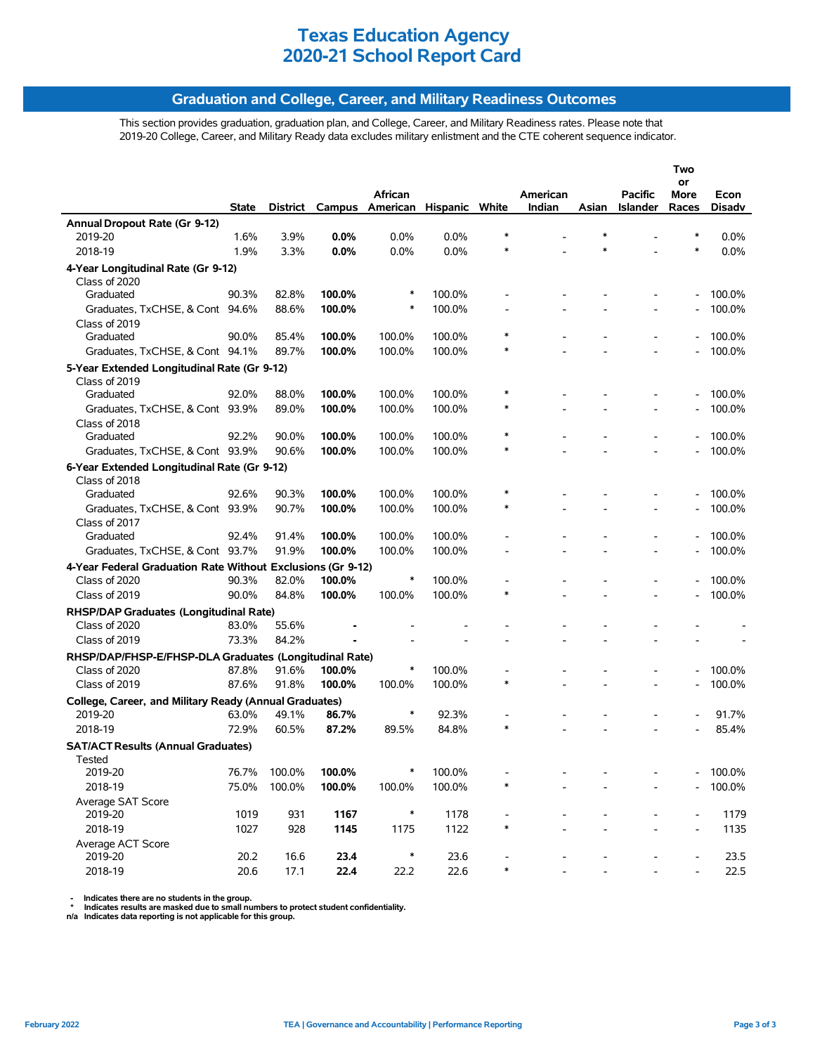# Texas Education Agency
# 2020-21 School Report Card

## Graduation and College, Career, and Military Readiness Outcomes

This section provides graduation, graduation plan, and College, Career, and Military Readiness rates. Please note that 2019-20 College, Career, and Military Ready data excludes military enlistment and the CTE coherent sequence indicator.

| | State | District | Campus | African American | Hispanic | White | American Indian | Asian | Pacific Islander | Two or More Races | Econ Disadv |
|---|---|---|---|---|---|---|---|---|---|---|---|
| **Annual Dropout Rate (Gr 9-12)** | | | | | | | | | | | |
| 2019-20 | 1.6% | 3.9% | **0.0%** | 0.0% | 0.0% | * | - | * | - | * | 0.0% |
| 2018-19 | 1.9% | 3.3% | **0.0%** | 0.0% | 0.0% | * | - | * | - | * | 0.0% |
| **4-Year Longitudinal Rate (Gr 9-12)** | | | | | | | | | | | |
| Class of 2020 | | | | | | | | | | | |
| Graduated | 90.3% | 82.8% | **100.0%** | * | 100.0% | - | - | - | - | - | 100.0% |
| Graduates, TxCHSE, & Cont | 94.6% | 88.6% | **100.0%** | * | 100.0% | - | - | - | - | - | 100.0% |
| Class of 2019 | | | | | | | | | | | |
| Graduated | 90.0% | 85.4% | **100.0%** | 100.0% | 100.0% | * | - | - | - | - | 100.0% |
| Graduates, TxCHSE, & Cont | 94.1% | 89.7% | **100.0%** | 100.0% | 100.0% | * | - | - | - | - | 100.0% |
| **5-Year Extended Longitudinal Rate (Gr 9-12)** | | | | | | | | | | | |
| Class of 2019 | | | | | | | | | | | |
| Graduated | 92.0% | 88.0% | **100.0%** | 100.0% | 100.0% | * | - | - | - | - | 100.0% |
| Graduates, TxCHSE, & Cont | 93.9% | 89.0% | **100.0%** | 100.0% | 100.0% | * | - | - | - | - | 100.0% |
| Class of 2018 | | | | | | | | | | | |
| Graduated | 92.2% | 90.0% | **100.0%** | 100.0% | 100.0% | * | - | - | - | - | 100.0% |
| Graduates, TxCHSE, & Cont | 93.9% | 90.6% | **100.0%** | 100.0% | 100.0% | * | - | - | - | - | 100.0% |
| **6-Year Extended Longitudinal Rate (Gr 9-12)** | | | | | | | | | | | |
| Class of 2018 | | | | | | | | | | | |
| Graduated | 92.6% | 90.3% | **100.0%** | 100.0% | 100.0% | * | - | - | - | - | 100.0% |
| Graduates, TxCHSE, & Cont | 93.9% | 90.7% | **100.0%** | 100.0% | 100.0% | * | - | - | - | - | 100.0% |
| Class of 2017 | | | | | | | | | | | |
| Graduated | 92.4% | 91.4% | **100.0%** | 100.0% | 100.0% | - | - | - | - | - | 100.0% |
| Graduates, TxCHSE, & Cont | 93.7% | 91.9% | **100.0%** | 100.0% | 100.0% | - | - | - | - | - | 100.0% |
| **4-Year Federal Graduation Rate Without Exclusions (Gr 9-12)** | | | | | | | | | | | |
| Class of 2020 | 90.3% | 82.0% | **100.0%** | * | 100.0% | - | - | - | - | - | 100.0% |
| Class of 2019 | 90.0% | 84.8% | **100.0%** | 100.0% | 100.0% | * | - | - | - | - | 100.0% |
| **RHSP/DAP Graduates (Longitudinal Rate)** | | | | | | | | | | | |
| Class of 2020 | 83.0% | 55.6% | **-** | - | - | - | - | - | - | - | - |
| Class of 2019 | 73.3% | 84.2% | **-** | - | - | - | - | - | - | - | - |
| **RHSP/DAP/FHSP-E/FHSP-DLA Graduates (Longitudinal Rate)** | | | | | | | | | | | |
| Class of 2020 | 87.8% | 91.6% | **100.0%** | * | 100.0% | - | - | - | - | - | 100.0% |
| Class of 2019 | 87.6% | 91.8% | **100.0%** | 100.0% | 100.0% | * | - | - | - | - | 100.0% |
| **College, Career, and Military Ready (Annual Graduates)** | | | | | | | | | | | |
| 2019-20 | 63.0% | 49.1% | **86.7%** | * | 92.3% | - | - | - | - | - | 91.7% |
| 2018-19 | 72.9% | 60.5% | **87.2%** | 89.5% | 84.8% | * | - | - | - | - | 85.4% |
| **SAT/ACT Results (Annual Graduates)** | | | | | | | | | | | |
| Tested | | | | | | | | | | | |
| 2019-20 | 76.7% | 100.0% | **100.0%** | * | 100.0% | - | - | - | - | - | 100.0% |
| 2018-19 | 75.0% | 100.0% | **100.0%** | 100.0% | 100.0% | * | - | - | - | - | 100.0% |
| Average SAT Score | | | | | | | | | | | |
| 2019-20 | 1019 | 931 | **1167** | * | 1178 | - | - | - | - | - | 1179 |
| 2018-19 | 1027 | 928 | **1145** | 1175 | 1122 | * | - | - | - | - | 1135 |
| Average ACT Score | | | | | | | | | | | |
| 2019-20 | 20.2 | 16.6 | **23.4** | * | 23.6 | - | - | - | - | - | 23.5 |
| 2018-19 | 20.6 | 17.1 | **22.4** | 22.2 | 22.6 | * | - | - | - | - | 22.5 |

**-** Indicates there are no students in the group.
**\*** Indicates results are masked due to small numbers to protect student confidentiality.
**n/a** Indicates data reporting is not applicable for this group.